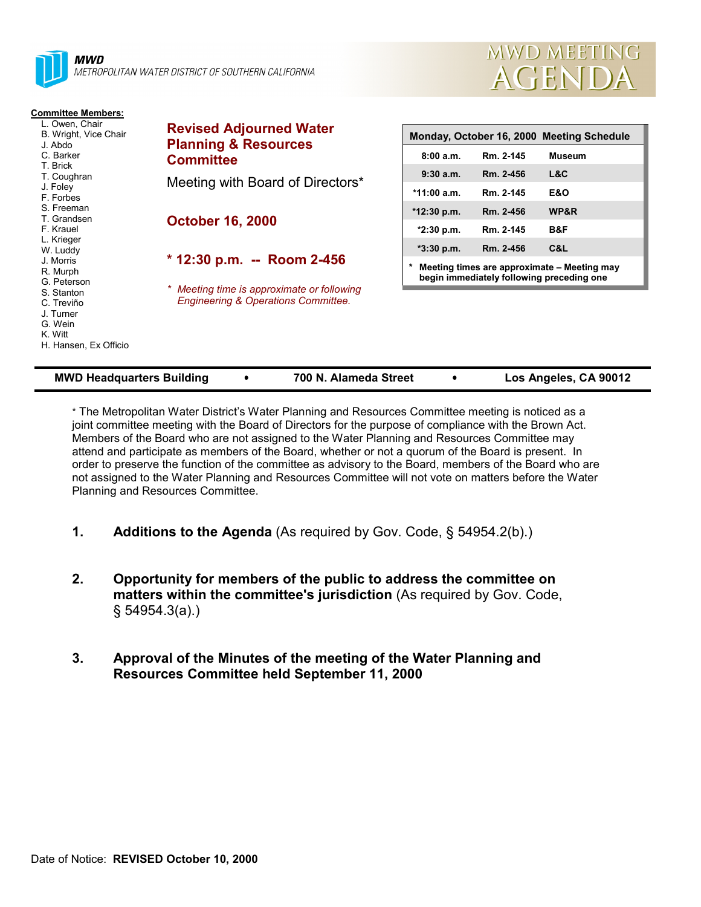**MWD**
METROPOLITAN WATER DISTRICT OF SOUTHERN CALIFORNIA

# MWD MEETING AGENDA

**Committee Members:**

- L. Owen, Chair
- B. Wright, Vice Chair
- J. Abdo
- C. Barker
- T. Brick
- T. Coughran
- J. Foley
- F. Forbes
- S. Freeman
- T. Grandsen
- F. Krauel
- L. Krieger
- W. Luddy
- J. Morris
- R. Murph
- G. Peterson
- S. Stanton
- C. Treviño
- J. Turner
- G. Wein
- K. Witt
- H. Hansen, Ex Officio

## Revised Adjourned Water Planning & Resources Committee

Meeting with Board of Directors*

**October 16, 2000**

**\* 12:30 p.m. -- Room 2-456**

*\* Meeting time is approximate or following Engineering & Operations Committee.*

| Monday, October 16, 2000 Meeting Schedule | | |
|---|---|---|
| 8:00 a.m. | Rm. 2-145 | Museum |
| 9:30 a.m. | Rm. 2-456 | L&C |
| *11:00 a.m. | Rm. 2-145 | E&O |
| *12:30 p.m. | Rm. 2-456 | WP&R |
| *2:30 p.m. | Rm. 2-145 | B&F |
| *3:30 p.m. | Rm. 2-456 | C&L |

**\* Meeting times are approximate – Meeting may begin immediately following preceding one**

**MWD Headquarters Building • 700 N. Alameda Street • Los Angeles, CA 90012**

\* The Metropolitan Water District's Water Planning and Resources Committee meeting is noticed as a joint committee meeting with the Board of Directors for the purpose of compliance with the Brown Act. Members of the Board who are not assigned to the Water Planning and Resources Committee may attend and participate as members of the Board, whether or not a quorum of the Board is present. In order to preserve the function of the committee as advisory to the Board, members of the Board who are not assigned to the Water Planning and Resources Committee will not vote on matters before the Water Planning and Resources Committee.

1. **Additions to the Agenda** (As required by Gov. Code, § 54954.2(b).)

2. **Opportunity for members of the public to address the committee on matters within the committee's jurisdiction** (As required by Gov. Code, § 54954.3(a).)

3. **Approval of the Minutes of the meeting of the Water Planning and Resources Committee held September 11, 2000**

Date of Notice: **REVISED October 10, 2000**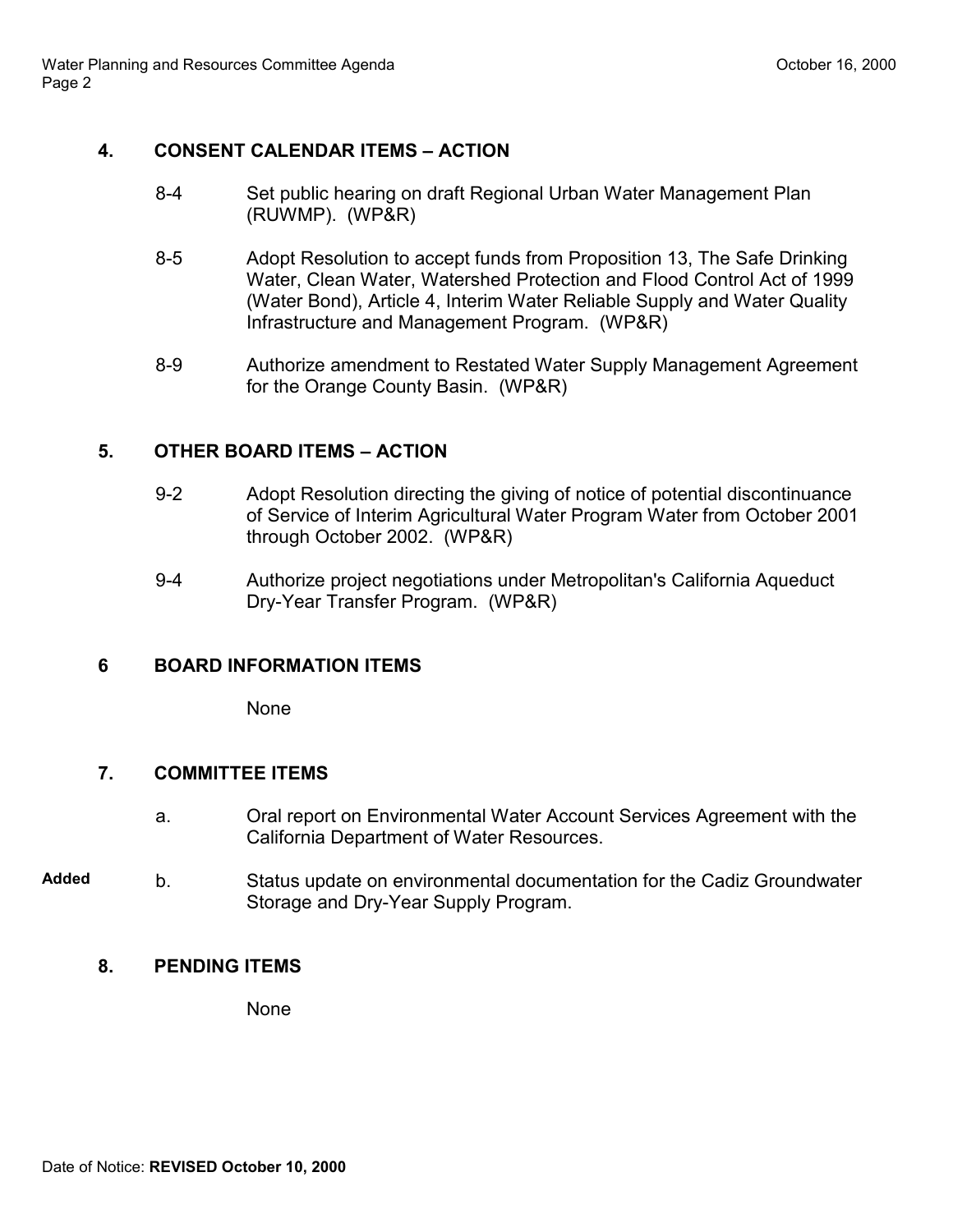**4. CONSENT CALENDAR ITEMS – ACTION**

8-4 Set public hearing on draft Regional Urban Water Management Plan (RUWMP). (WP&R)

8-5 Adopt Resolution to accept funds from Proposition 13, The Safe Drinking Water, Clean Water, Watershed Protection and Flood Control Act of 1999 (Water Bond), Article 4, Interim Water Reliable Supply and Water Quality Infrastructure and Management Program. (WP&R)

8-9 Authorize amendment to Restated Water Supply Management Agreement for the Orange County Basin. (WP&R)

**5. OTHER BOARD ITEMS – ACTION**

9-2 Adopt Resolution directing the giving of notice of potential discontinuance of Service of Interim Agricultural Water Program Water from October 2001 through October 2002. (WP&R)

9-4 Authorize project negotiations under Metropolitan's California Aqueduct Dry-Year Transfer Program. (WP&R)

**6 BOARD INFORMATION ITEMS**

None

**7. COMMITTEE ITEMS**

a. Oral report on Environmental Water Account Services Agreement with the California Department of Water Resources.

**Added** b. Status update on environmental documentation for the Cadiz Groundwater Storage and Dry-Year Supply Program.

**8. PENDING ITEMS**

None

Date of Notice: **REVISED October 10, 2000**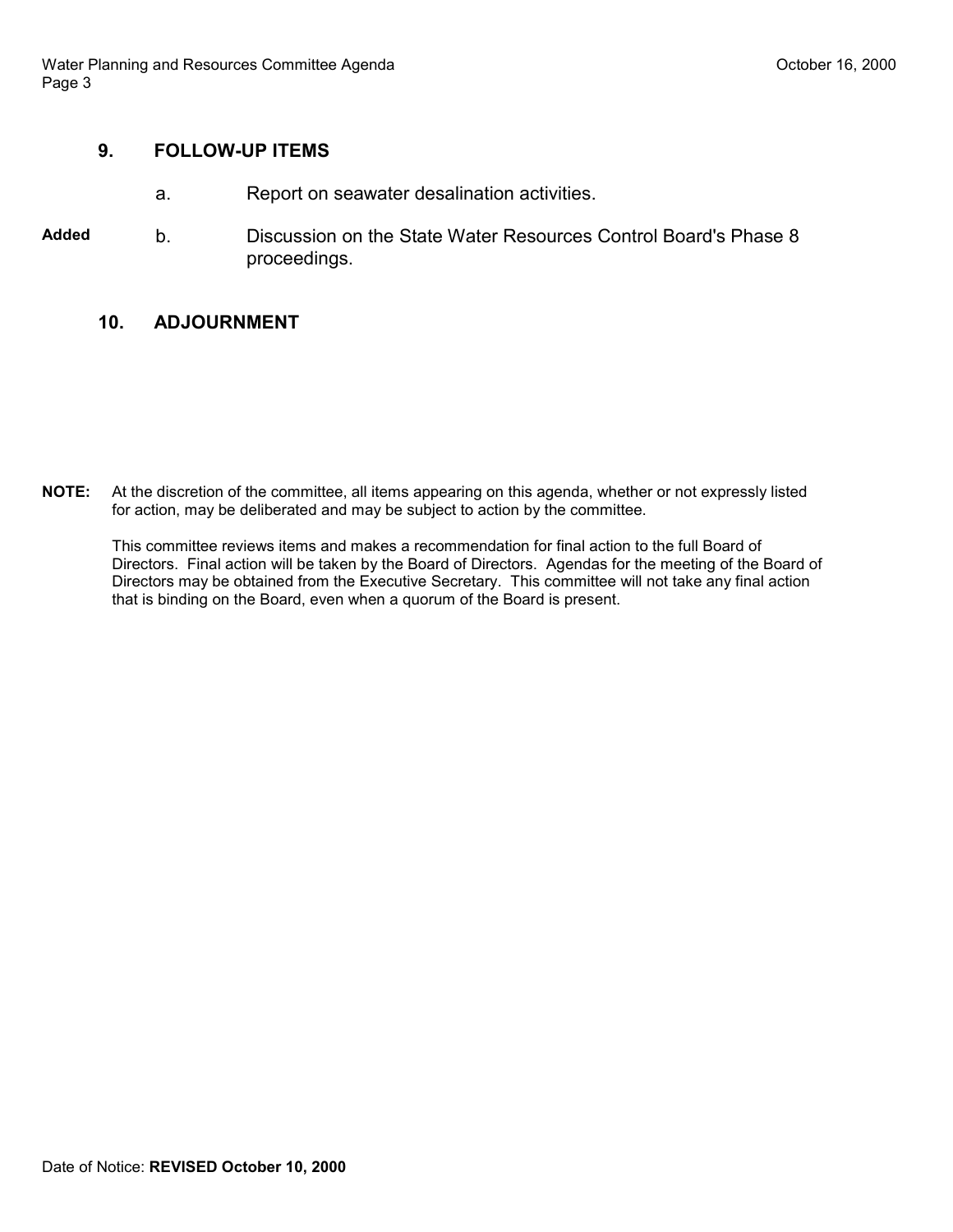## 9. FOLLOW-UP ITEMS

a. Report on seawater desalination activities.

**Added** b. Discussion on the State Water Resources Control Board's Phase 8 proceedings.

## 10. ADJOURNMENT

**NOTE:** At the discretion of the committee, all items appearing on this agenda, whether or not expressly listed for action, may be deliberated and may be subject to action by the committee.

This committee reviews items and makes a recommendation for final action to the full Board of Directors. Final action will be taken by the Board of Directors. Agendas for the meeting of the Board of Directors may be obtained from the Executive Secretary. This committee will not take any final action that is binding on the Board, even when a quorum of the Board is present.

Date of Notice: **REVISED October 10, 2000**